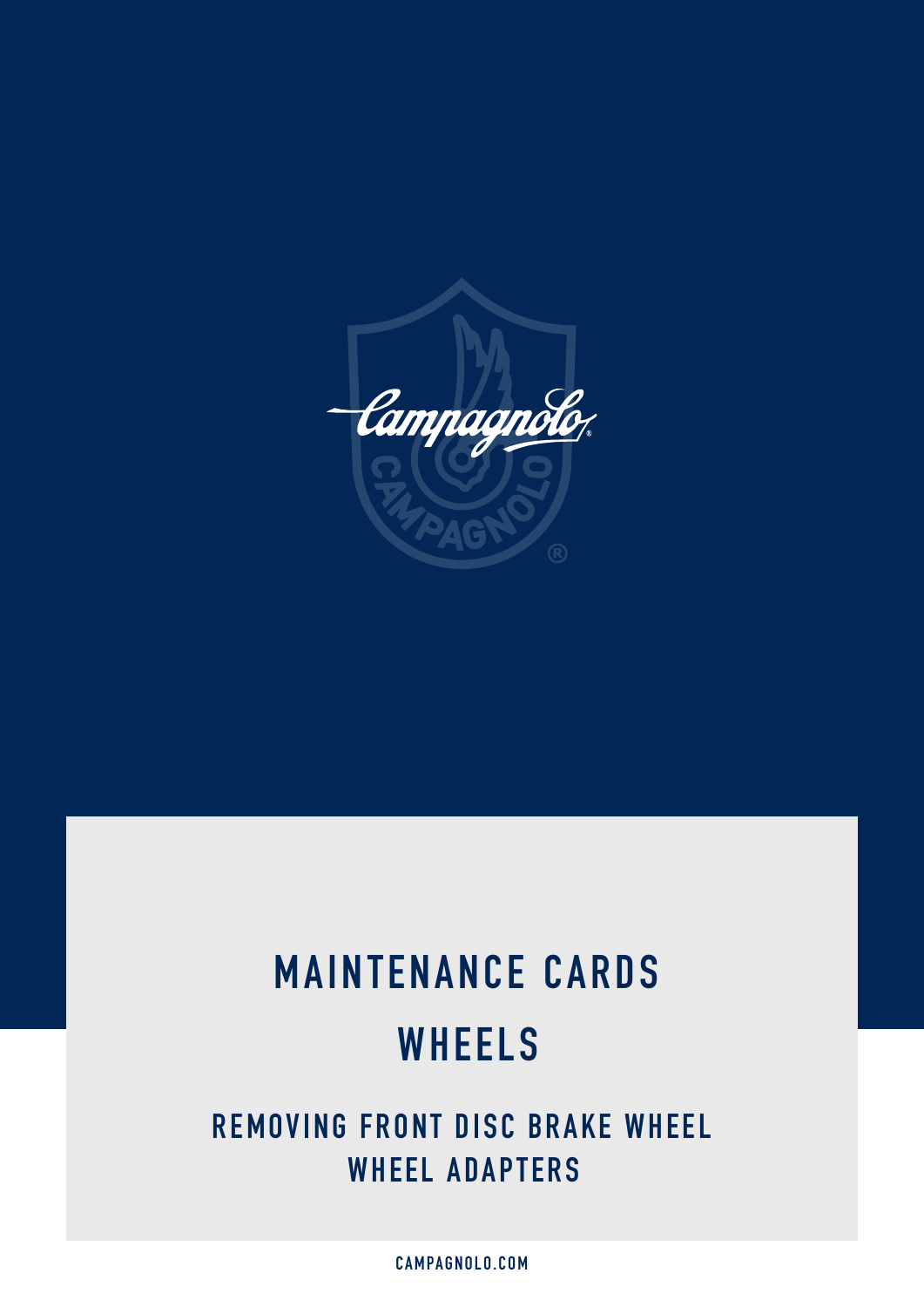# MAINTENANCE CARDS

# WHEELS

## REMOVING FRONT DISC BRAKE WHEEL WHEEL ADAPTERS

CAMPAGNOLO.COM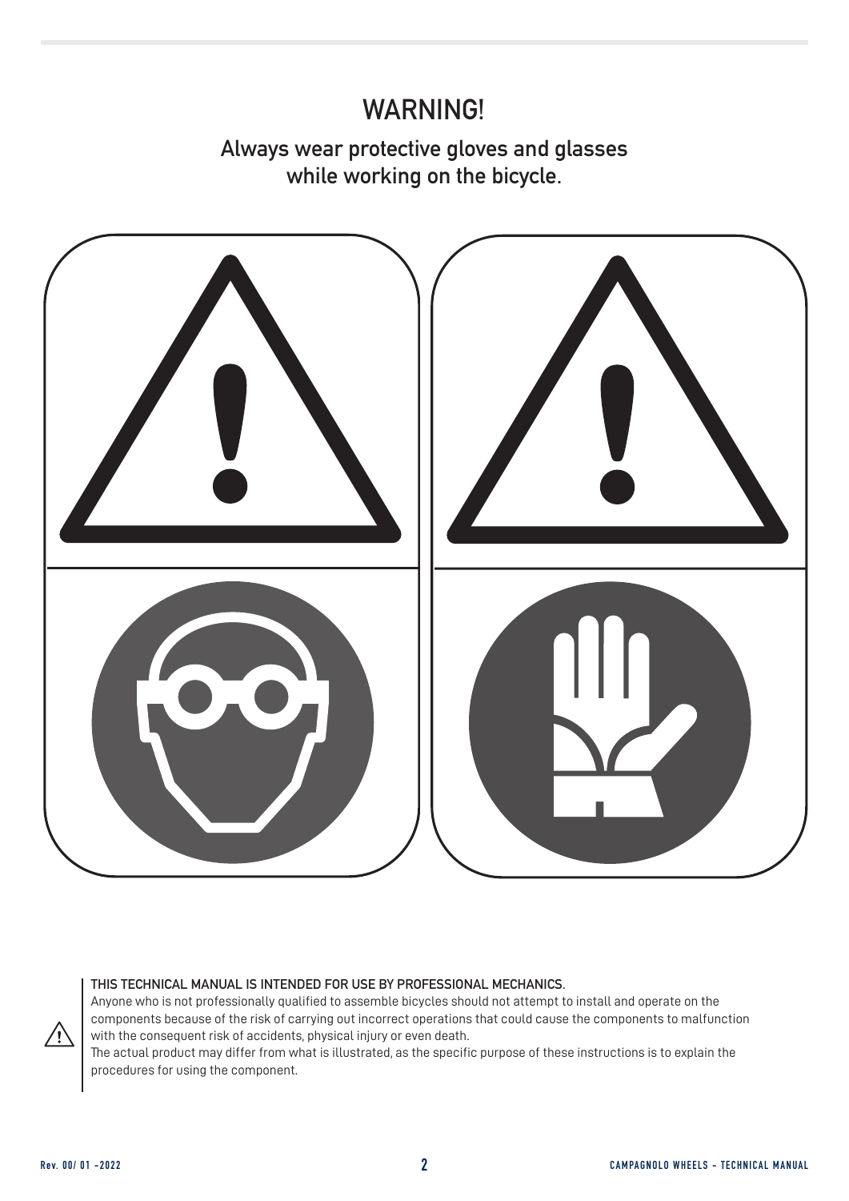# WARNING!

## Always wear protective gloves and glasses while working on the bicycle.

**THIS TECHNICAL MANUAL IS INTENDED FOR USE BY PROFESSIONAL MECHANICS.**

Anyone who is not professionally qualified to assemble bicycles should not attempt to install and operate on the components because of the risk of carrying out incorrect operations that could cause the components to malfunction with the consequent risk of accidents, physical injury or even death.

The actual product may differ from what is illustrated, as the specific purpose of these instructions is to explain the procedures for using the component.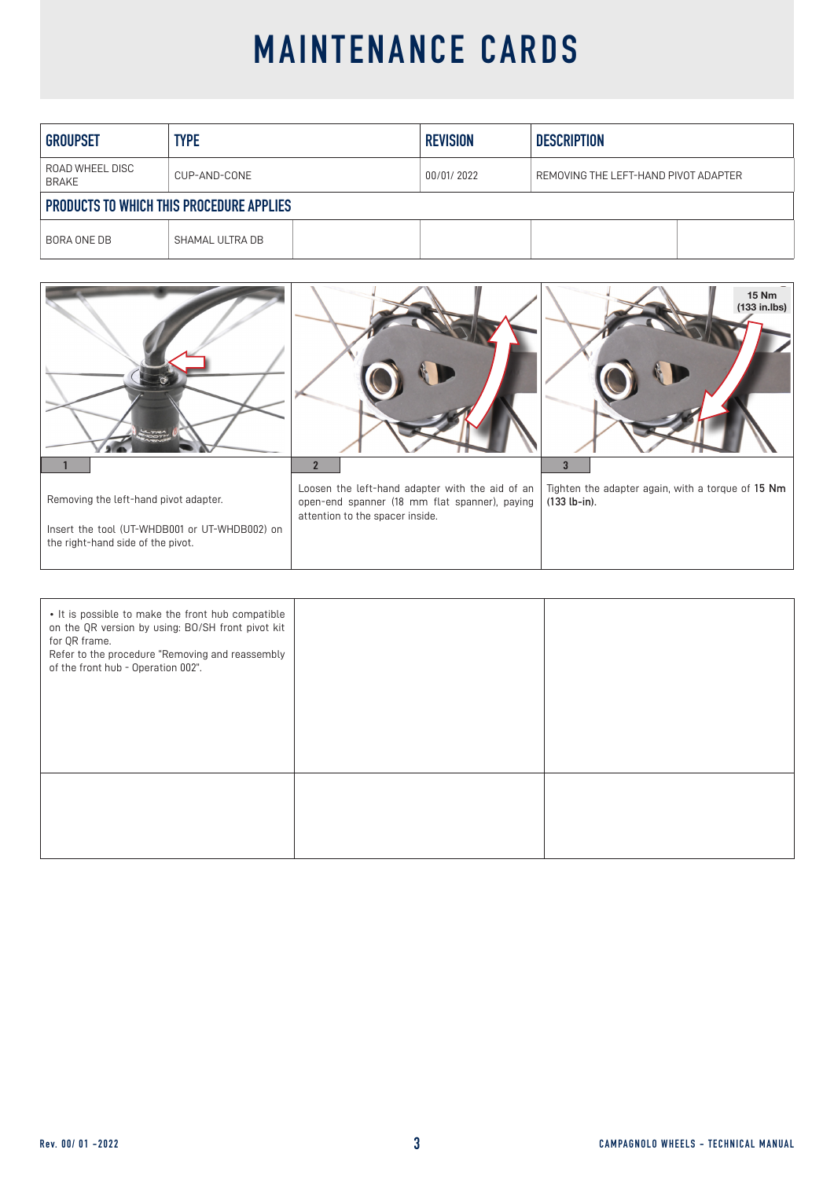# MAINTENANCE CARDS

| GROUPSET | TYPE | REVISION | DESCRIPTION |
|---|---|---|---|
| ROAD WHEEL DISC BRAKE | CUP-AND-CONE | 00/01/ 2022 | REMOVING THE LEFT-HAND PIVOT ADAPTER |

**PRODUCTS TO WHICH THIS PROCEDURE APPLIES**

| | | | | | |
|---|---|---|---|---|---|
| BORA ONE DB | SHAMAL ULTRA DB | | | | |

15 Nm (133 in.lbs)

| 1 | 2 | 3 |
|---|---|---|
| Removing the left-hand pivot adapter.<br><br>Insert the tool (UT-WHDB001 or UT-WHDB002) on the right-hand side of the pivot. | Loosen the left-hand adapter with the aid of an open-end spanner (18 mm flat spanner), paying attention to the spacer inside. | Tighten the adapter again, with a torque of 15 Nm (133 lb-in). |

| | | |
|---|---|---|
| • It is possible to make the front hub compatible on the QR version by using: BO/SH front pivot kit for QR frame.<br>Refer to the procedure "Removing and reassembly of the front hub - Operation 002". | | |
| | | |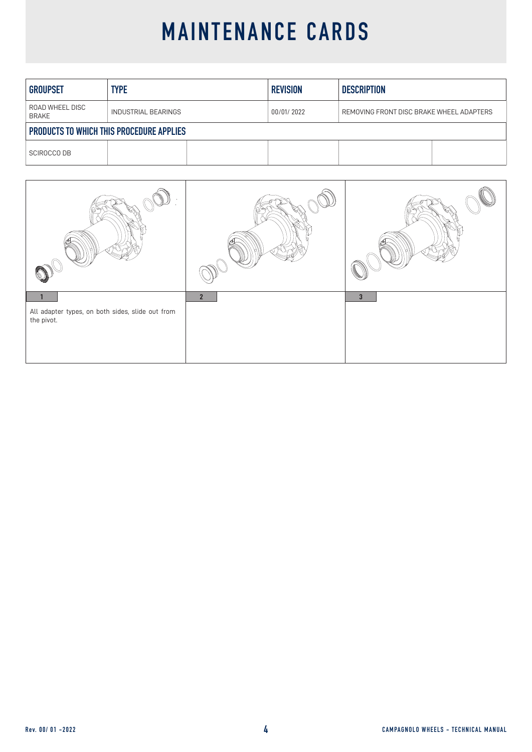# MAINTENANCE CARDS

| GROUPSET | TYPE | | REVISION | DESCRIPTION | |
|---|---|---|---|---|---|
| ROAD WHEEL DISC BRAKE | INDUSTRIAL BEARINGS | | 00/01/ 2022 | REMOVING FRONT DISC BRAKE WHEEL ADAPTERS | |
| **PRODUCTS TO WHICH THIS PROCEDURE APPLIES** | | | | | |
| SCIROCCO DB | | | | | |

| 1 | 2 | 3 |
|---|---|---|
| All adapter types, on both sides, slide out from the pivot. | | |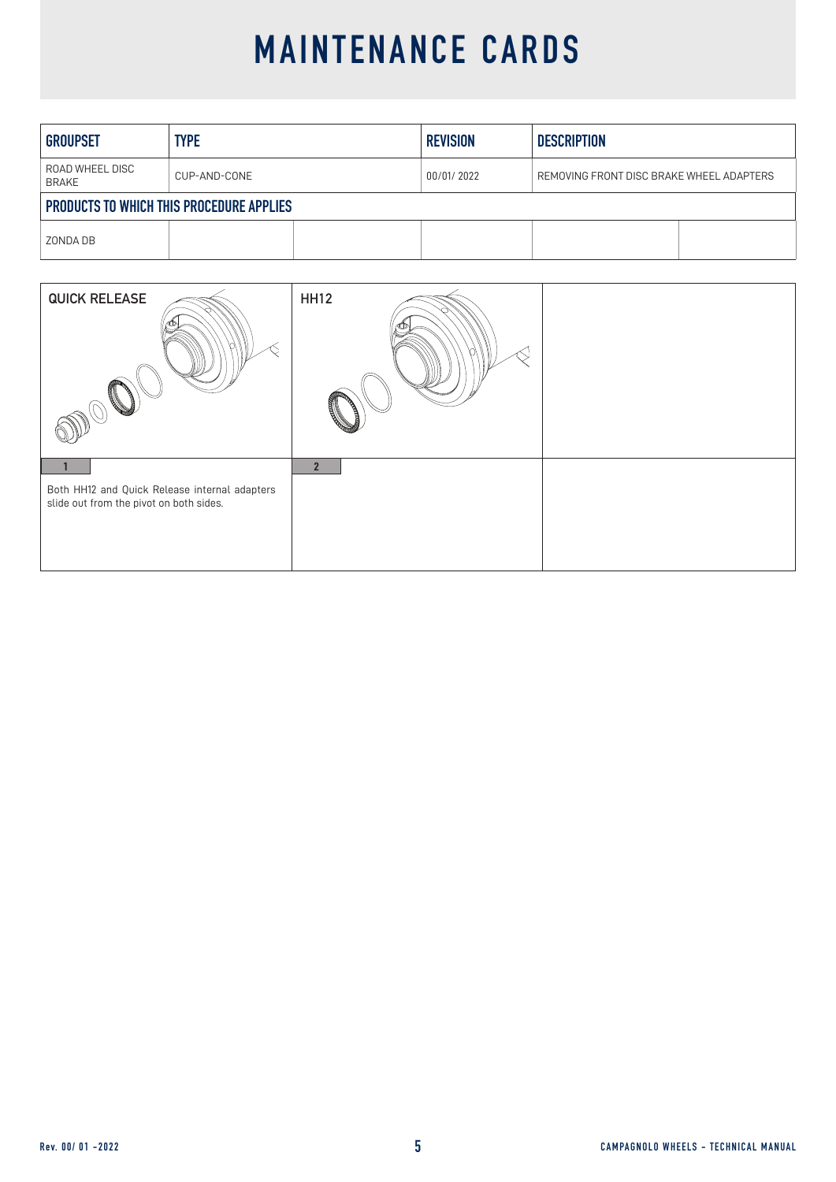# MAINTENANCE CARDS

| GROUPSET | TYPE | | REVISION | DESCRIPTION | |
|---|---|---|---|---|---|
| ROAD WHEEL DISC BRAKE | CUP-AND-CONE | | 00/01/ 2022 | REMOVING FRONT DISC BRAKE WHEEL ADAPTERS | |
| **PRODUCTS TO WHICH THIS PROCEDURE APPLIES** | | | | | |
| ZONDA DB | | | | | |

| QUICK RELEASE | HH12 | |
|---|---|---|
| 1 | 2 | |
| Both HH12 and Quick Release internal adapters slide out from the pivot on both sides. | | |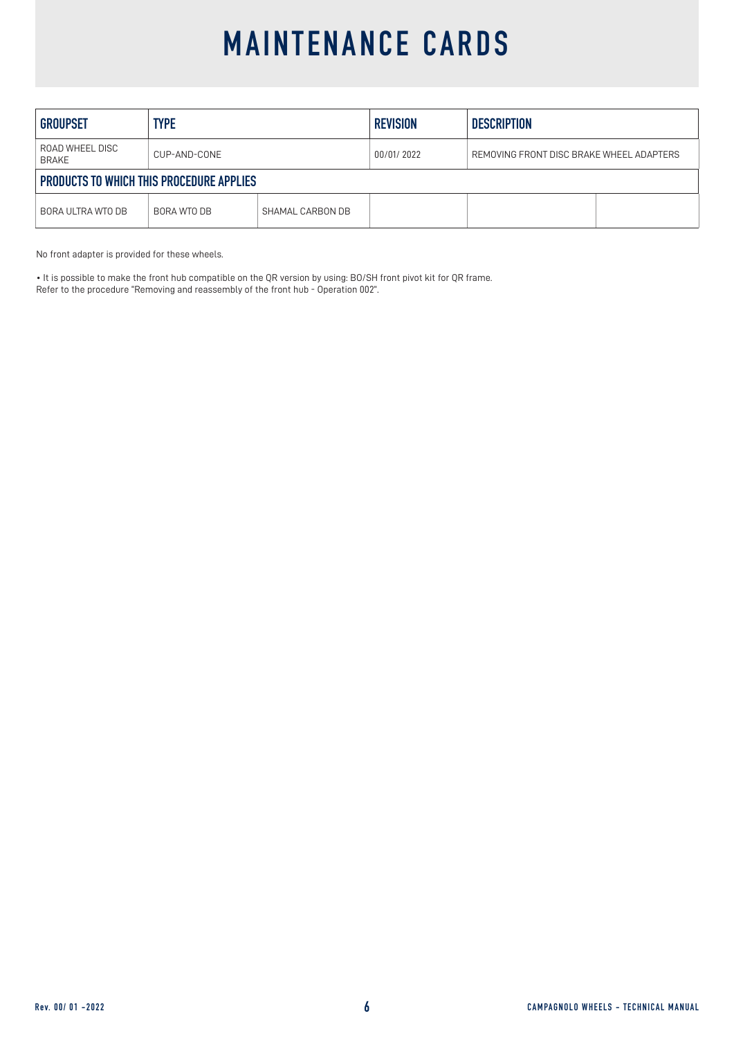# MAINTENANCE CARDS

| GROUPSET | TYPE | | REVISION | DESCRIPTION | |
|---|---|---|---|---|---|
| ROAD WHEEL DISC BRAKE | CUP-AND-CONE | | 00/01/ 2022 | REMOVING FRONT DISC BRAKE WHEEL ADAPTERS | |
| **PRODUCTS TO WHICH THIS PROCEDURE APPLIES** | | | | | |
| BORA ULTRA WTO DB | BORA WTO DB | SHAMAL CARBON DB | | | |

No front adapter is provided for these wheels.

• It is possible to make the front hub compatible on the QR version by using: BO/SH front pivot kit for QR frame.
Refer to the procedure "Removing and reassembly of the front hub - Operation 002".